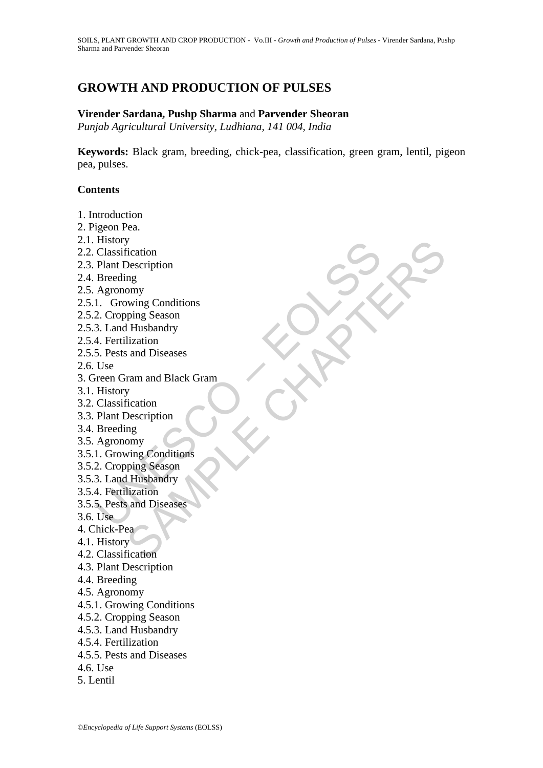# GROWTH AND PRODUCTION OF PULSES

**Virender Sardana, Pushp Sharma** and **Parvender Sheoran**

*Punjab Agricultural University, Ludhiana, 141 004, India*

**Keywords:** Black gram, breeding, chick-pea, classification, green gram, lentil, pigeon pea, pulses.

## Contents

1. Introduction
2. Pigeon Pea.
2.1. History
2.2. Classification
2.3. Plant Description
2.4. Breeding
2.5. Agronomy
2.5.1. Growing Conditions
2.5.2. Cropping Season
2.5.3. Land Husbandry
2.5.4. Fertilization
2.5.5. Pests and Diseases
2.6. Use
3. Green Gram and Black Gram
3.1. History
3.2. Classification
3.3. Plant Description
3.4. Breeding
3.5. Agronomy
3.5.1. Growing Conditions
3.5.2. Cropping Season
3.5.3. Land Husbandry
3.5.4. Fertilization
3.5.5. Pests and Diseases
3.6. Use
4. Chick-Pea
4.1. History
4.2. Classification
4.3. Plant Description
4.4. Breeding
4.5. Agronomy
4.5.1. Growing Conditions
4.5.2. Cropping Season
4.5.3. Land Husbandry
4.5.4. Fertilization
4.5.5. Pests and Diseases
4.6. Use
5. Lentil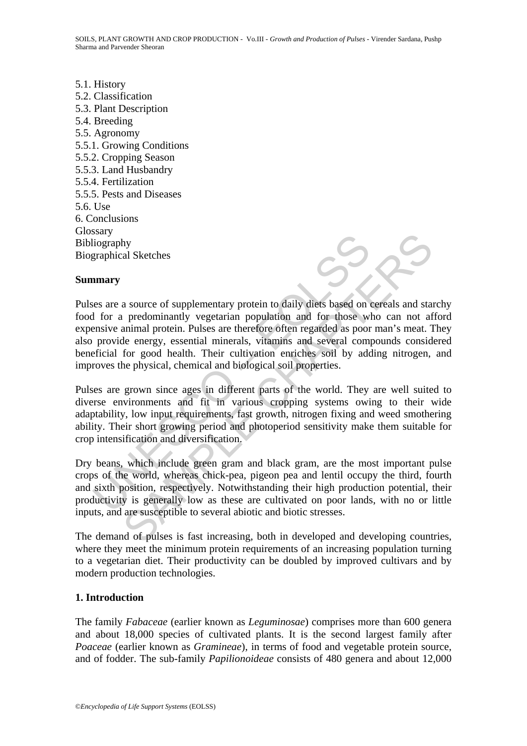5.1. History
5.2. Classification
5.3. Plant Description
5.4. Breeding
5.5. Agronomy
5.5.1. Growing Conditions
5.5.2. Cropping Season
5.5.3. Land Husbandry
5.5.4. Fertilization
5.5.5. Pests and Diseases
5.6. Use
6. Conclusions
Glossary
Bibliography
Biographical Sketches

**Summary**

Pulses are a source of supplementary protein to daily diets based on cereals and starchy food for a predominantly vegetarian population and for those who can not afford expensive animal protein. Pulses are therefore often regarded as poor man's meat. They also provide energy, essential minerals, vitamins and several compounds considered beneficial for good health. Their cultivation enriches soil by adding nitrogen, and improves the physical, chemical and biological soil properties.

Pulses are grown since ages in different parts of the world. They are well suited to diverse environments and fit in various cropping systems owing to their wide adaptability, low input requirements, fast growth, nitrogen fixing and weed smothering ability. Their short growing period and photoperiod sensitivity make them suitable for crop intensification and diversification.

Dry beans, which include green gram and black gram, are the most important pulse crops of the world, whereas chick-pea, pigeon pea and lentil occupy the third, fourth and sixth position, respectively. Notwithstanding their high production potential, their productivity is generally low as these are cultivated on poor lands, with no or little inputs, and are susceptible to several abiotic and biotic stresses.

The demand of pulses is fast increasing, both in developed and developing countries, where they meet the minimum protein requirements of an increasing population turning to a vegetarian diet. Their productivity can be doubled by improved cultivars and by modern production technologies.

**1. Introduction**

The family *Fabaceae* (earlier known as *Leguminosae*) comprises more than 600 genera and about 18,000 species of cultivated plants. It is the second largest family after *Poaceae* (earlier known as *Gramineae*), in terms of food and vegetable protein source, and of fodder. The sub-family *Papilionoideae* consists of 480 genera and about 12,000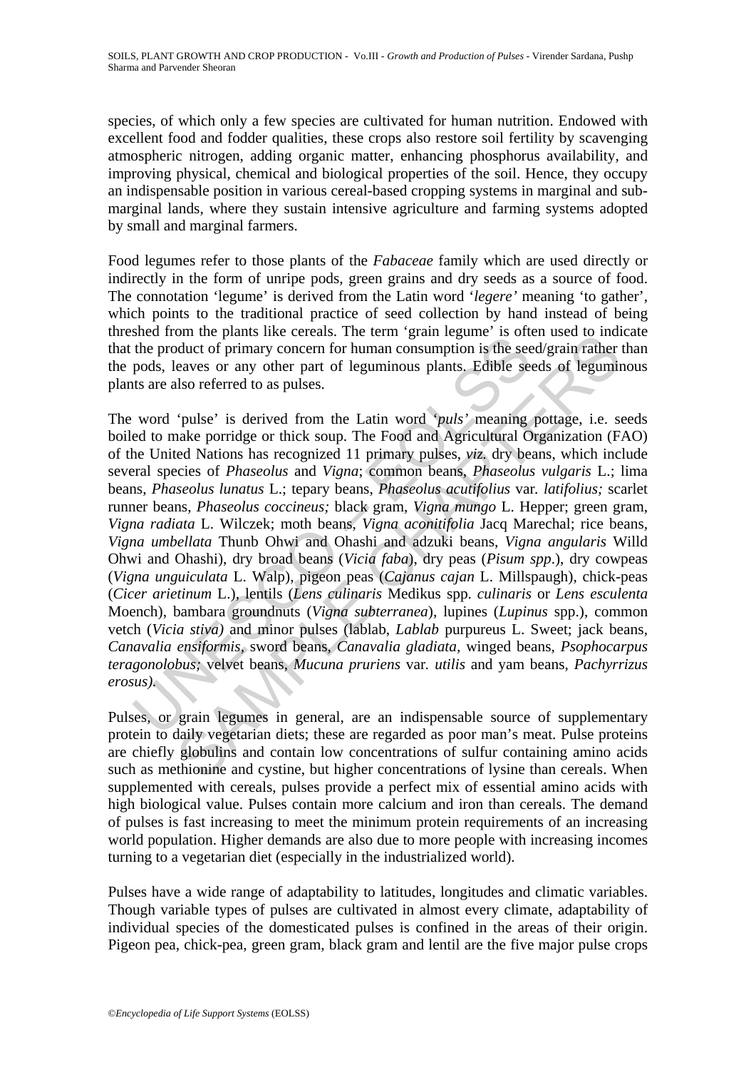species, of which only a few species are cultivated for human nutrition. Endowed with excellent food and fodder qualities, these crops also restore soil fertility by scavenging atmospheric nitrogen, adding organic matter, enhancing phosphorus availability, and improving physical, chemical and biological properties of the soil. Hence, they occupy an indispensable position in various cereal-based cropping systems in marginal and sub-marginal lands, where they sustain intensive agriculture and farming systems adopted by small and marginal farmers.

Food legumes refer to those plants of the *Fabaceae* family which are used directly or indirectly in the form of unripe pods, green grains and dry seeds as a source of food. The connotation 'legume' is derived from the Latin word '*legere'* meaning 'to gather', which points to the traditional practice of seed collection by hand instead of being threshed from the plants like cereals. The term 'grain legume' is often used to indicate that the product of primary concern for human consumption is the seed/grain rather than the pods, leaves or any other part of leguminous plants. Edible seeds of leguminous plants are also referred to as pulses.

The word 'pulse' is derived from the Latin word '*puls'* meaning pottage, i.e. seeds boiled to make porridge or thick soup. The Food and Agricultural Organization (FAO) of the United Nations has recognized 11 primary pulses, *viz.* dry beans, which include several species of *Phaseolus* and *Vigna*; common beans, *Phaseolus vulgaris* L.; lima beans, *Phaseolus lunatus* L.; tepary beans, *Phaseolus acutifolius* var. *latifolius;* scarlet runner beans, *Phaseolus coccineus;* black gram, *Vigna mungo* L. Hepper; green gram, *Vigna radiata* L. Wilczek; moth beans, *Vigna aconitifolia* Jacq Marechal; rice beans, *Vigna umbellata* Thunb Ohwi and Ohashi and adzuki beans, *Vigna angularis* Willd Ohwi and Ohashi), dry broad beans (*Vicia faba*), dry peas (*Pisum spp*.), dry cowpeas (*Vigna unguiculata* L. Walp), pigeon peas (*Cajanus cajan* L. Millspaugh), chick-peas (*Cicer arietinum* L.), lentils (*Lens culinaris* Medikus spp. *culinaris* or *Lens esculenta* Moench), bambara groundnuts (*Vigna subterranea*), lupines (*Lupinus* spp.), common vetch (*Vicia stiva)* and minor pulses (lablab, *Lablab* purpureus L. Sweet; jack beans, *Canavalia ensiformis*, sword beans, *Canavalia gladiata*, winged beans, *Psophocarpus teragonolobus;* velvet beans, *Mucuna pruriens* var. *utilis* and yam beans, *Pachyrrizus erosus).*

Pulses, or grain legumes in general, are an indispensable source of supplementary protein to daily vegetarian diets; these are regarded as poor man's meat. Pulse proteins are chiefly globulins and contain low concentrations of sulfur containing amino acids such as methionine and cystine, but higher concentrations of lysine than cereals. When supplemented with cereals, pulses provide a perfect mix of essential amino acids with high biological value. Pulses contain more calcium and iron than cereals. The demand of pulses is fast increasing to meet the minimum protein requirements of an increasing world population. Higher demands are also due to more people with increasing incomes turning to a vegetarian diet (especially in the industrialized world).

Pulses have a wide range of adaptability to latitudes, longitudes and climatic variables. Though variable types of pulses are cultivated in almost every climate, adaptability of individual species of the domesticated pulses is confined in the areas of their origin. Pigeon pea, chick-pea, green gram, black gram and lentil are the five major pulse crops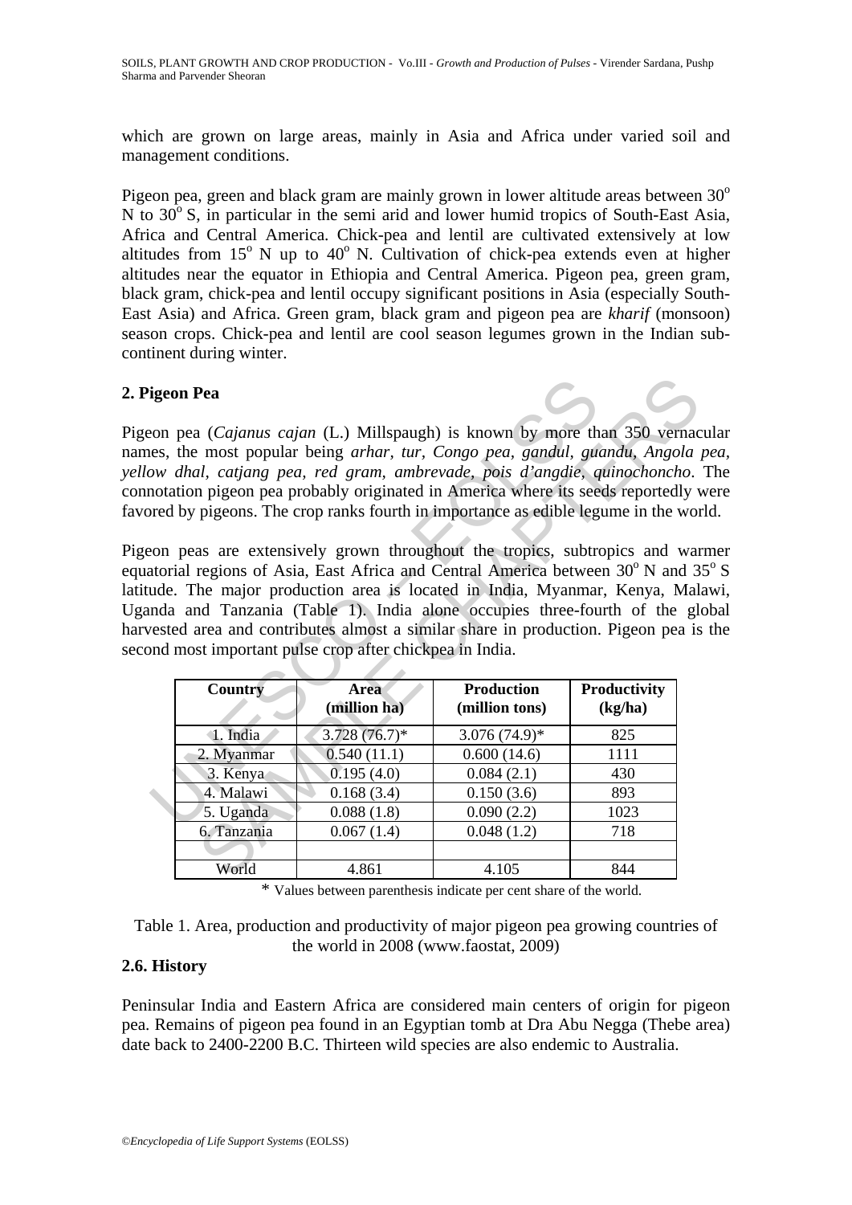which are grown on large areas, mainly in Asia and Africa under varied soil and management conditions.

Pigeon pea, green and black gram are mainly grown in lower altitude areas between 30$^o$ N to 30$^o$ S, in particular in the semi arid and lower humid tropics of South-East Asia, Africa and Central America. Chick-pea and lentil are cultivated extensively at low altitudes from 15$^o$ N up to 40$^o$ N. Cultivation of chick-pea extends even at higher altitudes near the equator in Ethiopia and Central America. Pigeon pea, green gram, black gram, chick-pea and lentil occupy significant positions in Asia (especially South-East Asia) and Africa. Green gram, black gram and pigeon pea are *kharif* (monsoon) season crops. Chick-pea and lentil are cool season legumes grown in the Indian sub-continent during winter.

## 2. Pigeon Pea

Pigeon pea (*Cajanus cajan* (L.) Millspaugh) is known by more than 350 vernacular names, the most popular being *arhar, tur, Congo pea, gandul, guandu, Angola pea, yellow dhal, catjang pea, red gram, ambrevade, pois d'angdie, quinochoncho*. The connotation pigeon pea probably originated in America where its seeds reportedly were favored by pigeons. The crop ranks fourth in importance as edible legume in the world.

Pigeon peas are extensively grown throughout the tropics, subtropics and warmer equatorial regions of Asia, East Africa and Central America between 30$^o$ N and 35$^o$ S latitude. The major production area is located in India, Myanmar, Kenya, Malawi, Uganda and Tanzania (Table 1). India alone occupies three-fourth of the global harvested area and contributes almost a similar share in production. Pigeon pea is the second most important pulse crop after chickpea in India.

| Country | Area (million ha) | Production (million tons) | Productivity (kg/ha) |
|---|---|---|---|
| 1. India | 3.728 (76.7)* | 3.076 (74.9)* | 825 |
| 2. Myanmar | 0.540 (11.1) | 0.600 (14.6) | 1111 |
| 3. Kenya | 0.195 (4.0) | 0.084 (2.1) | 430 |
| 4. Malawi | 0.168 (3.4) | 0.150 (3.6) | 893 |
| 5. Uganda | 0.088 (1.8) | 0.090 (2.2) | 1023 |
| 6. Tanzania | 0.067 (1.4) | 0.048 (1.2) | 718 |
| | | | |
| World | 4.861 | 4.105 | 844 |

\* Values between parenthesis indicate per cent share of the world.

Table 1. Area, production and productivity of major pigeon pea growing countries of the world in 2008 (www.faostat, 2009)

### 2.6. History

Peninsular India and Eastern Africa are considered main centers of origin for pigeon pea. Remains of pigeon pea found in an Egyptian tomb at Dra Abu Negga (Thebe area) date back to 2400-2200 B.C. Thirteen wild species are also endemic to Australia.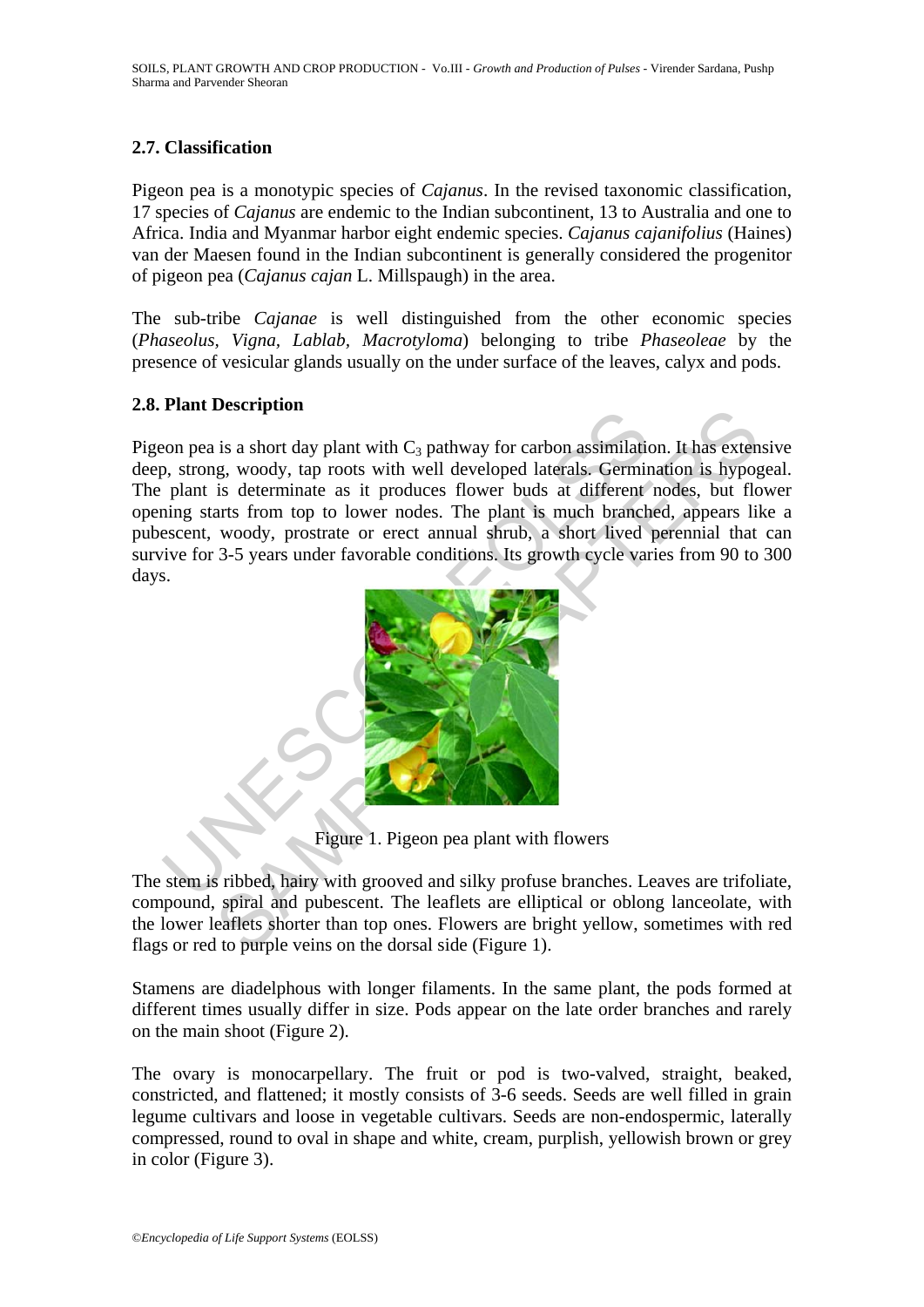## 2.7. Classification

Pigeon pea is a monotypic species of *Cajanus*. In the revised taxonomic classification, 17 species of *Cajanus* are endemic to the Indian subcontinent, 13 to Australia and one to Africa. India and Myanmar harbor eight endemic species. *Cajanus cajanifolius* (Haines) van der Maesen found in the Indian subcontinent is generally considered the progenitor of pigeon pea (*Cajanus cajan* L. Millspaugh) in the area.

The sub-tribe *Cajanae* is well distinguished from the other economic species (*Phaseolus, Vigna, Lablab, Macrotyloma*) belonging to tribe *Phaseoleae* by the presence of vesicular glands usually on the under surface of the leaves, calyx and pods.

## 2.8. Plant Description

Pigeon pea is a short day plant with $C_3$ pathway for carbon assimilation. It has extensive deep, strong, woody, tap roots with well developed laterals. Germination is hypogeal. The plant is determinate as it produces flower buds at different nodes, but flower opening starts from top to lower nodes. The plant is much branched, appears like a pubescent, woody, prostrate or erect annual shrub, a short lived perennial that can survive for 3-5 years under favorable conditions. Its growth cycle varies from 90 to 300 days.

Figure 1. Pigeon pea plant with flowers

The stem is ribbed, hairy with grooved and silky profuse branches. Leaves are trifoliate, compound, spiral and pubescent. The leaflets are elliptical or oblong lanceolate, with the lower leaflets shorter than top ones. Flowers are bright yellow, sometimes with red flags or red to purple veins on the dorsal side (Figure 1).

Stamens are diadelphous with longer filaments. In the same plant, the pods formed at different times usually differ in size. Pods appear on the late order branches and rarely on the main shoot (Figure 2).

The ovary is monocarpellary. The fruit or pod is two-valved, straight, beaked, constricted, and flattened; it mostly consists of 3-6 seeds. Seeds are well filled in grain legume cultivars and loose in vegetable cultivars. Seeds are non-endospermic, laterally compressed, round to oval in shape and white, cream, purplish, yellowish brown or grey in color (Figure 3).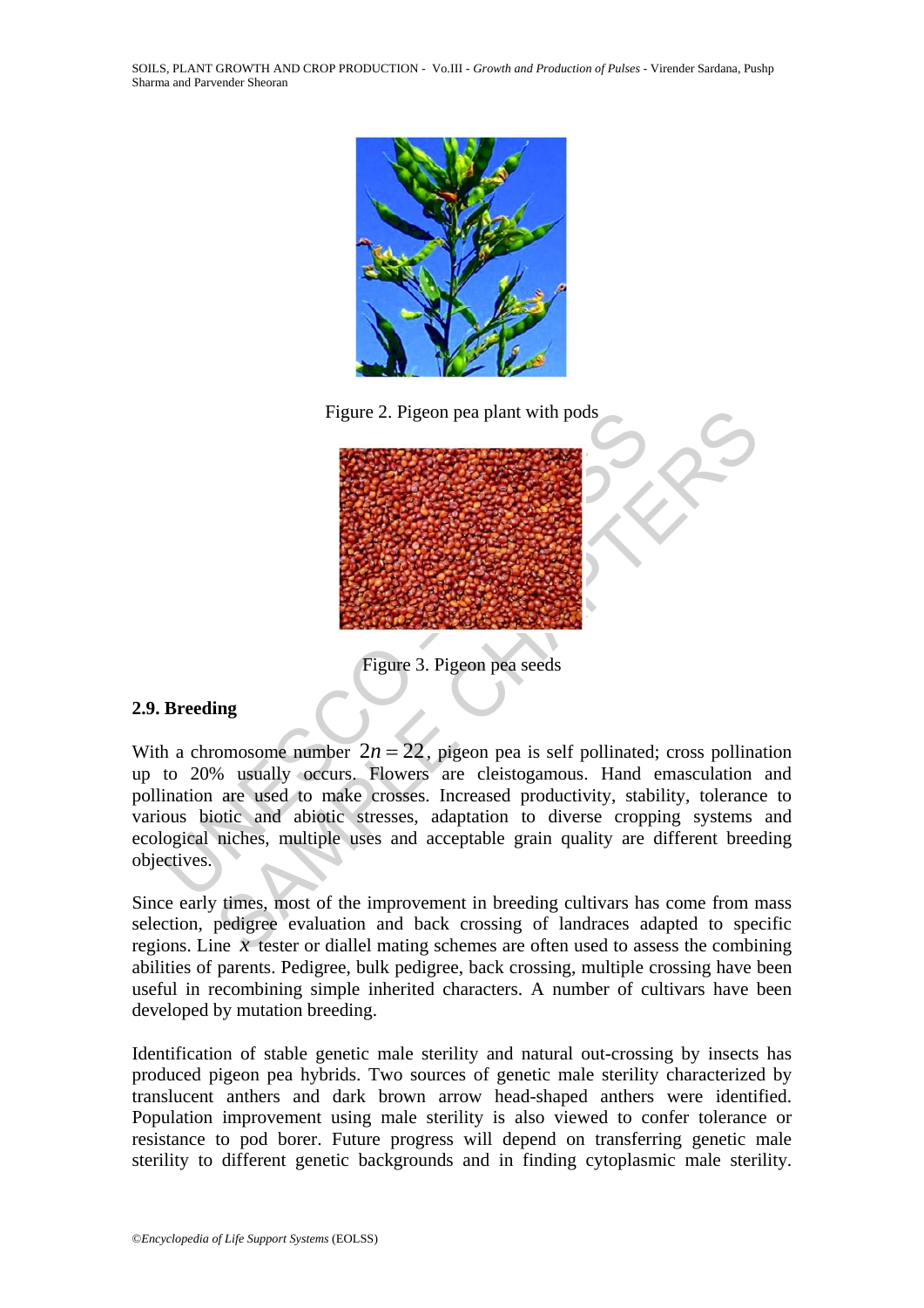Figure 2. Pigeon pea plant with pods

Figure 3. Pigeon pea seeds

### 2.9. Breeding

With a chromosome number $2n = 22$, pigeon pea is self pollinated; cross pollination up to 20% usually occurs. Flowers are cleistogamous. Hand emasculation and pollination are used to make crosses. Increased productivity, stability, tolerance to various biotic and abiotic stresses, adaptation to diverse cropping systems and ecological niches, multiple uses and acceptable grain quality are different breeding objectives.

Since early times, most of the improvement in breeding cultivars has come from mass selection, pedigree evaluation and back crossing of landraces adapted to specific regions. Line $x$ tester or diallel mating schemes are often used to assess the combining abilities of parents. Pedigree, bulk pedigree, back crossing, multiple crossing have been useful in recombining simple inherited characters. A number of cultivars have been developed by mutation breeding.

Identification of stable genetic male sterility and natural out-crossing by insects has produced pigeon pea hybrids. Two sources of genetic male sterility characterized by translucent anthers and dark brown arrow head-shaped anthers were identified. Population improvement using male sterility is also viewed to confer tolerance or resistance to pod borer. Future progress will depend on transferring genetic male sterility to different genetic backgrounds and in finding cytoplasmic male sterility.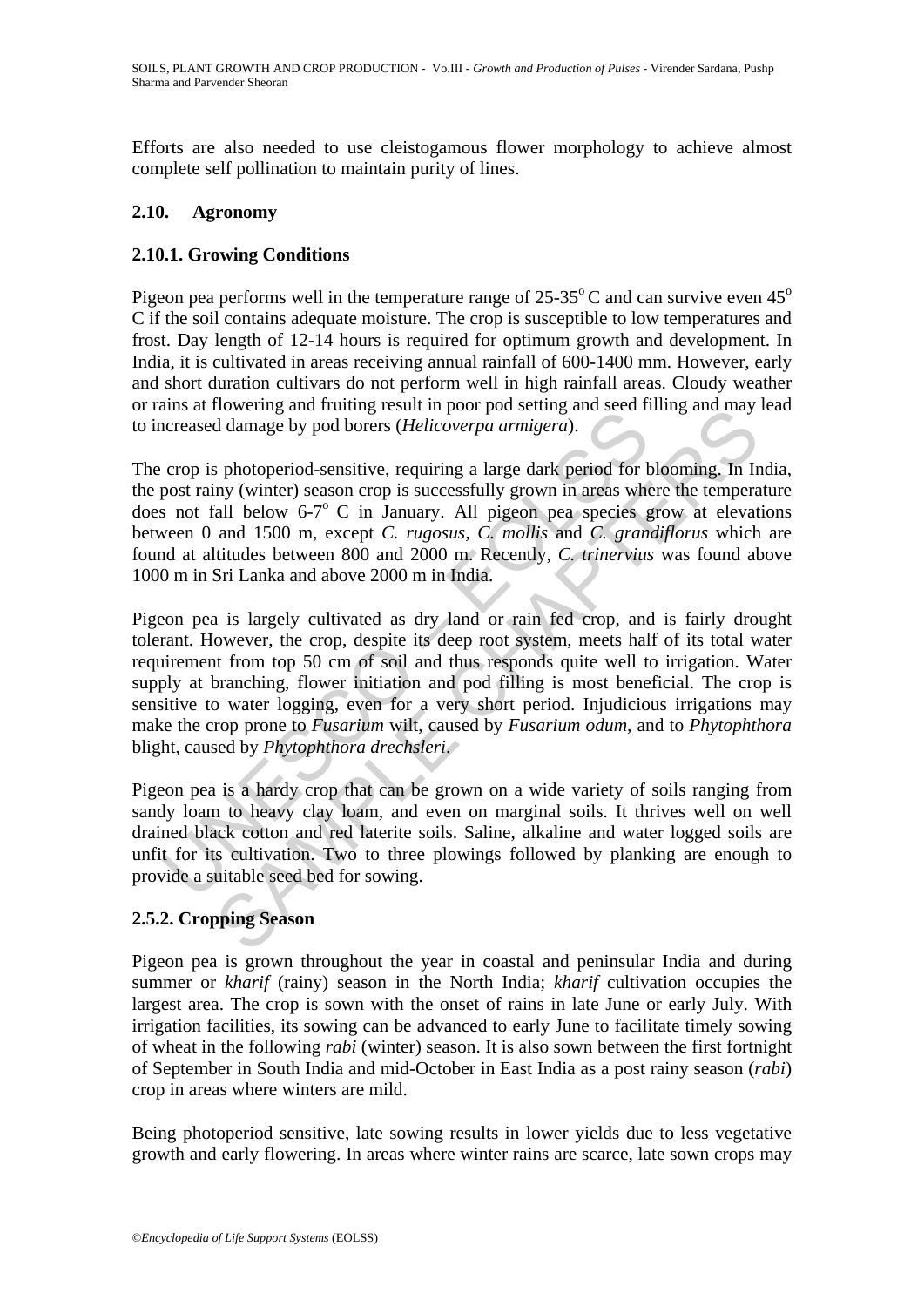Efforts are also needed to use cleistogamous flower morphology to achieve almost complete self pollination to maintain purity of lines.

## 2.10. Agronomy

### 2.10.1. Growing Conditions

Pigeon pea performs well in the temperature range of 25-35$^{o}$ C and can survive even 45$^{o}$ C if the soil contains adequate moisture. The crop is susceptible to low temperatures and frost. Day length of 12-14 hours is required for optimum growth and development. In India, it is cultivated in areas receiving annual rainfall of 600-1400 mm. However, early and short duration cultivars do not perform well in high rainfall areas. Cloudy weather or rains at flowering and fruiting result in poor pod setting and seed filling and may lead to increased damage by pod borers (*Helicoverpa armigera*).

The crop is photoperiod-sensitive, requiring a large dark period for blooming. In India, the post rainy (winter) season crop is successfully grown in areas where the temperature does not fall below 6-7$^{o}$ C in January. All pigeon pea species grow at elevations between 0 and 1500 m, except *C. rugosus*, *C. mollis* and *C. grandiflorus* which are found at altitudes between 800 and 2000 m. Recently, *C. trinervius* was found above 1000 m in Sri Lanka and above 2000 m in India.

Pigeon pea is largely cultivated as dry land or rain fed crop, and is fairly drought tolerant. However, the crop, despite its deep root system, meets half of its total water requirement from top 50 cm of soil and thus responds quite well to irrigation. Water supply at branching, flower initiation and pod filling is most beneficial. The crop is sensitive to water logging, even for a very short period. Injudicious irrigations may make the crop prone to *Fusarium* wilt, caused by *Fusarium odum,* and to *Phytophthora* blight, caused by *Phytophthora drechsleri*.

Pigeon pea is a hardy crop that can be grown on a wide variety of soils ranging from sandy loam to heavy clay loam, and even on marginal soils. It thrives well on well drained black cotton and red laterite soils. Saline, alkaline and water logged soils are unfit for its cultivation. Two to three plowings followed by planking are enough to provide a suitable seed bed for sowing.

### 2.5.2. Cropping Season

Pigeon pea is grown throughout the year in coastal and peninsular India and during summer or *kharif* (rainy) season in the North India; *kharif* cultivation occupies the largest area. The crop is sown with the onset of rains in late June or early July. With irrigation facilities, its sowing can be advanced to early June to facilitate timely sowing of wheat in the following *rabi* (winter) season. It is also sown between the first fortnight of September in South India and mid-October in East India as a post rainy season (*rabi*) crop in areas where winters are mild.

Being photoperiod sensitive, late sowing results in lower yields due to less vegetative growth and early flowering. In areas where winter rains are scarce, late sown crops may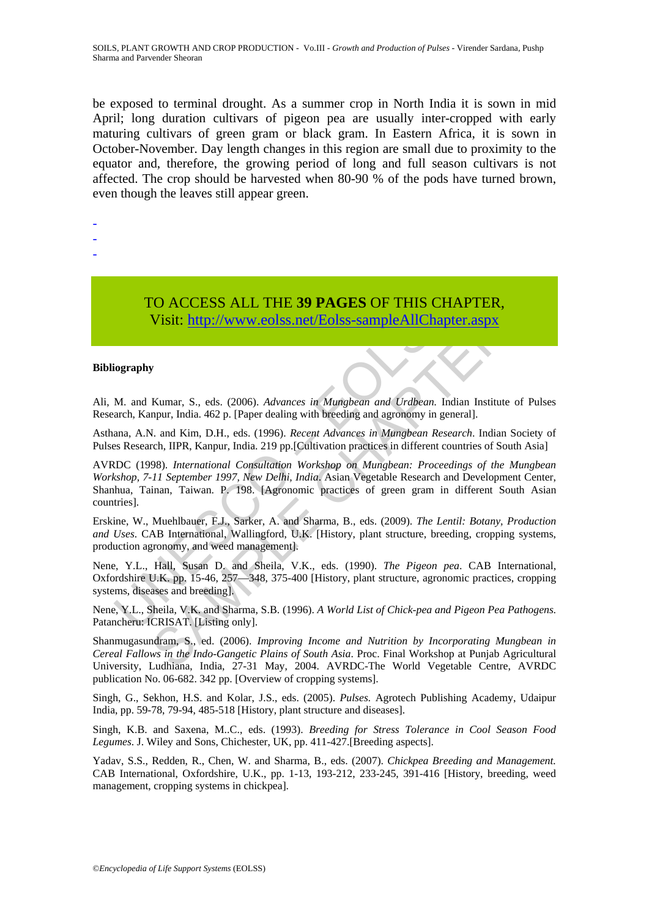be exposed to terminal drought. As a summer crop in North India it is sown in mid April; long duration cultivars of pigeon pea are usually inter-cropped with early maturing cultivars of green gram or black gram. In Eastern Africa, it is sown in October-November. Day length changes in this region are small due to proximity to the equator and, therefore, the growing period of long and full season cultivars is not affected. The crop should be harvested when 80-90 % of the pods have turned brown, even though the leaves still appear green.

-
-
-

TO ACCESS ALL THE **39 PAGES** OF THIS CHAPTER,
Visit: http://www.eolss.net/Eolss-sampleAllChapter.aspx

**Bibliography**

Ali, M. and Kumar, S., eds. (2006). *Advances in Mungbean and Urdbean.* Indian Institute of Pulses Research, Kanpur, India. 462 p. [Paper dealing with breeding and agronomy in general].

Asthana, A.N. and Kim, D.H., eds. (1996). *Recent Advances in Mungbean Research*. Indian Society of Pulses Research, IIPR, Kanpur, India. 219 pp.[Cultivation practices in different countries of South Asia]

AVRDC (1998). *International Consultation Workshop on Mungbean: Proceedings of the Mungbean Workshop, 7-11 September 1997, New Delhi, India.* Asian Vegetable Research and Development Center, Shanhua, Tainan, Taiwan. P. 198. [Agronomic practices of green gram in different South Asian countries].

Erskine, W., Muehlbauer, F.J., Sarker, A. and Sharma, B., eds. (2009). *The Lentil: Botany, Production and Uses*. CAB International, Wallingford, U.K. [History, plant structure, breeding, cropping systems, production agronomy, and weed management].

Nene, Y.L., Hall, Susan D. and Sheila, V.K., eds. (1990). *The Pigeon pea*. CAB International, Oxfordshire U.K. pp. 15-46, 257—348, 375-400 [History, plant structure, agronomic practices, cropping systems, diseases and breeding].

Nene, Y.L., Sheila, V.K. and Sharma, S.B. (1996). *A World List of Chick-pea and Pigeon Pea Pathogens.* Patancheru: ICRISAT. [Listing only].

Shanmugasundram, S., ed. (2006). *Improving Income and Nutrition by Incorporating Mungbean in Cereal Fallows in the Indo-Gangetic Plains of South Asia*. Proc. Final Workshop at Punjab Agricultural University, Ludhiana, India, 27-31 May, 2004. AVRDC-The World Vegetable Centre, AVRDC publication No. 06-682. 342 pp. [Overview of cropping systems].

Singh, G., Sekhon, H.S. and Kolar, J.S., eds. (2005). *Pulses.* Agrotech Publishing Academy, Udaipur India, pp. 59-78, 79-94, 485-518 [History, plant structure and diseases].

Singh, K.B. and Saxena, M..C., eds. (1993). *Breeding for Stress Tolerance in Cool Season Food Legumes.* J. Wiley and Sons, Chichester, UK, pp. 411-427.[Breeding aspects].

Yadav, S.S., Redden, R., Chen, W. and Sharma, B., eds. (2007). *Chickpea Breeding and Management.* CAB International, Oxfordshire, U.K., pp. 1-13, 193-212, 233-245, 391-416 [History, breeding, weed management, cropping systems in chickpea].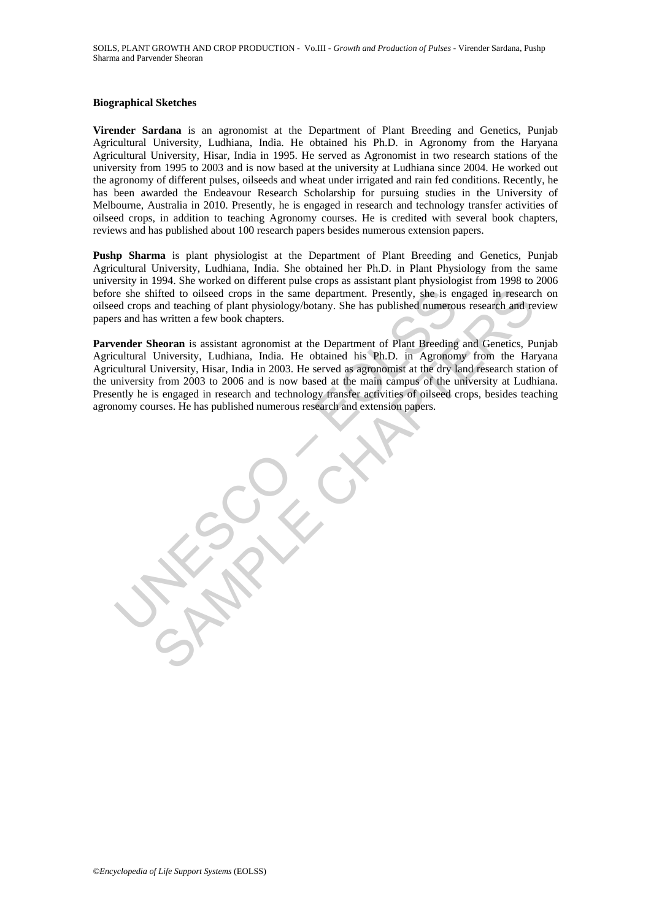**Biographical Sketches**

**Virender Sardana** is an agronomist at the Department of Plant Breeding and Genetics, Punjab Agricultural University, Ludhiana, India. He obtained his Ph.D. in Agronomy from the Haryana Agricultural University, Hisar, India in 1995. He served as Agronomist in two research stations of the university from 1995 to 2003 and is now based at the university at Ludhiana since 2004. He worked out the agronomy of different pulses, oilseeds and wheat under irrigated and rain fed conditions. Recently, he has been awarded the Endeavour Research Scholarship for pursuing studies in the University of Melbourne, Australia in 2010. Presently, he is engaged in research and technology transfer activities of oilseed crops, in addition to teaching Agronomy courses. He is credited with several book chapters, reviews and has published about 100 research papers besides numerous extension papers.

**Pushp Sharma** is plant physiologist at the Department of Plant Breeding and Genetics, Punjab Agricultural University, Ludhiana, India. She obtained her Ph.D. in Plant Physiology from the same university in 1994. She worked on different pulse crops as assistant plant physiologist from 1998 to 2006 before she shifted to oilseed crops in the same department. Presently, she is engaged in research on oilseed crops and teaching of plant physiology/botany. She has published numerous research and review papers and has written a few book chapters.

**Parvender Sheoran** is assistant agronomist at the Department of Plant Breeding and Genetics, Punjab Agricultural University, Ludhiana, India. He obtained his Ph.D. in Agronomy from the Haryana Agricultural University, Hisar, India in 2003. He served as agronomist at the dry land research station of the university from 2003 to 2006 and is now based at the main campus of the university at Ludhiana. Presently he is engaged in research and technology transfer activities of oilseed crops, besides teaching agronomy courses. He has published numerous research and extension papers.